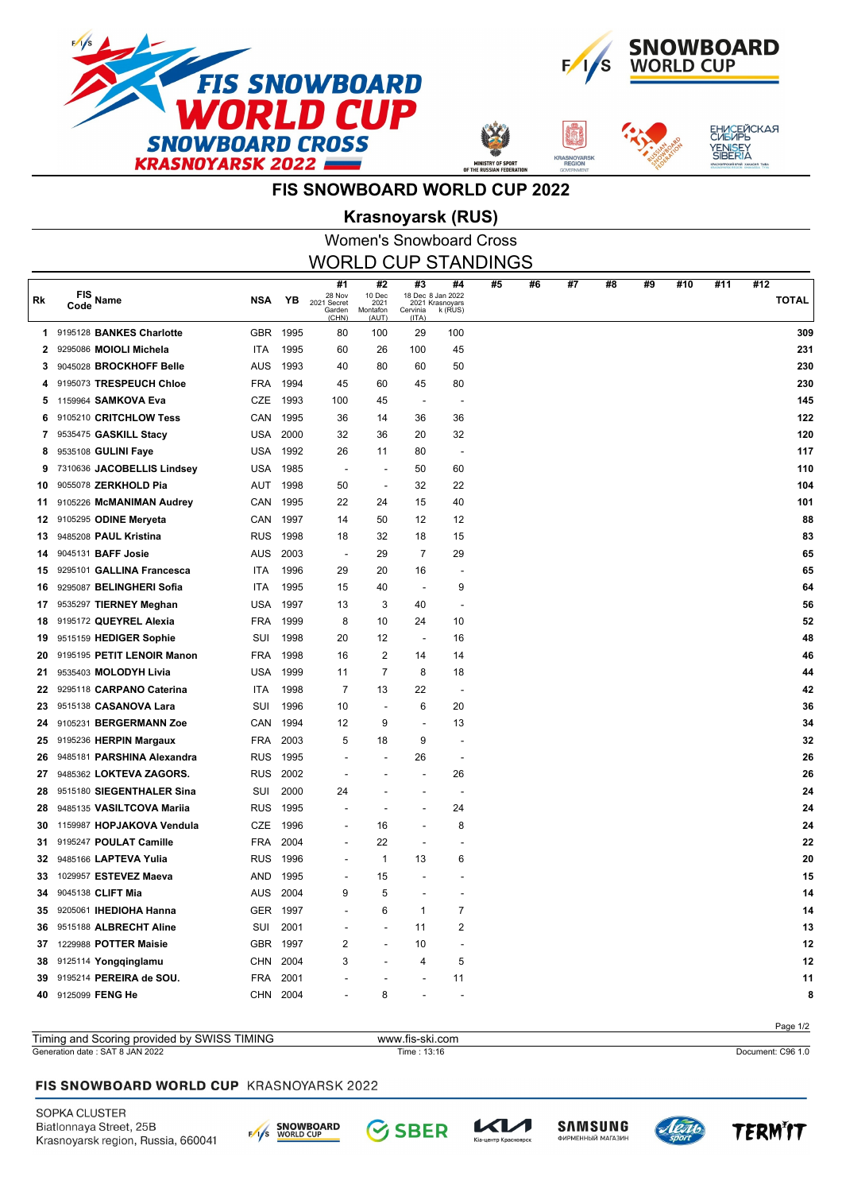# FIS SNOWBOARD WORLD CUP 2022

## Krasnoyarsk (RUS)

### Women's Snowboard Cross

### WORLD CUP STANDINGS

| Rk | FIS Code | Name | NSA | YB | #1 28 Nov 2021 Secret Garden (CHN) | #2 10 Dec 2021 Montafon (AUT) | #3 18 Dec 2021 Cervinia (ITA) | #4 8 Jan 2022 Krasnoyarsk (RUS) | #5 | #6 | #7 | #8 | #9 | #10 | #11 | #12 | TOTAL |
|---|---|---|---|---|---|---|---|---|---|---|---|---|---|---|---|---|---|
| 1 | 9195128 | BANKES Charlotte | GBR | 1995 | 80 | 100 | 29 | 100 | | | | | | | | | 309 |
| 2 | 9295086 | MOIOLI Michela | ITA | 1995 | 60 | 26 | 100 | 45 | | | | | | | | | 231 |
| 3 | 9045028 | BROCKHOFF Belle | AUS | 1993 | 40 | 80 | 60 | 50 | | | | | | | | | 230 |
| 4 | 9195073 | TRESPEUCH Chloe | FRA | 1994 | 45 | 60 | 45 | 80 | | | | | | | | | 230 |
| 5 | 1159964 | SAMKOVA Eva | CZE | 1993 | 100 | 45 | - | - | | | | | | | | | 145 |
| 6 | 9105210 | CRITCHLOW Tess | CAN | 1995 | 36 | 14 | 36 | 36 | | | | | | | | | 122 |
| 7 | 9535475 | GASKILL Stacy | USA | 2000 | 32 | 36 | 20 | 32 | | | | | | | | | 120 |
| 8 | 9535108 | GULINI Faye | USA | 1992 | 26 | 11 | 80 | - | | | | | | | | | 117 |
| 9 | 7310636 | JACOBELLIS Lindsey | USA | 1985 | - | - | 50 | 60 | | | | | | | | | 110 |
| 10 | 9055078 | ZERKHOLD Pia | AUT | 1998 | 50 | - | 32 | 22 | | | | | | | | | 104 |
| 11 | 9105226 | McMANIMAN Audrey | CAN | 1995 | 22 | 24 | 15 | 40 | | | | | | | | | 101 |
| 12 | 9105295 | ODINE Meryeta | CAN | 1997 | 14 | 50 | 12 | 12 | | | | | | | | | 88 |
| 13 | 9485208 | PAUL Kristina | RUS | 1998 | 18 | 32 | 18 | 15 | | | | | | | | | 83 |
| 14 | 9045131 | BAFF Josie | AUS | 2003 | - | 29 | 7 | 29 | | | | | | | | | 65 |
| 15 | 9295101 | GALLINA Francesca | ITA | 1996 | 29 | 20 | 16 | - | | | | | | | | | 65 |
| 16 | 9295087 | BELINGHERI Sofia | ITA | 1995 | 15 | 40 | - | 9 | | | | | | | | | 64 |
| 17 | 9535297 | TIERNEY Meghan | USA | 1997 | 13 | 3 | 40 | - | | | | | | | | | 56 |
| 18 | 9195172 | QUEYREL Alexia | FRA | 1999 | 8 | 10 | 24 | 10 | | | | | | | | | 52 |
| 19 | 9515159 | HEDIGER Sophie | SUI | 1998 | 20 | 12 | - | 16 | | | | | | | | | 48 |
| 20 | 9195195 | PETIT LENOIR Manon | FRA | 1998 | 16 | 2 | 14 | 14 | | | | | | | | | 46 |
| 21 | 9535403 | MOLODYH Livia | USA | 1999 | 11 | 7 | 8 | 18 | | | | | | | | | 44 |
| 22 | 9295118 | CARPANO Caterina | ITA | 1998 | 7 | 13 | 22 | - | | | | | | | | | 42 |
| 23 | 9515138 | CASANOVA Lara | SUI | 1996 | 10 | - | 6 | 20 | | | | | | | | | 36 |
| 24 | 9105231 | BERGERMANN Zoe | CAN | 1994 | 12 | 9 | - | 13 | | | | | | | | | 34 |
| 25 | 9195236 | HERPIN Margaux | FRA | 2003 | 5 | 18 | 9 | - | | | | | | | | | 32 |
| 26 | 9485181 | PARSHINA Alexandra | RUS | 1995 | - | - | 26 | - | | | | | | | | | 26 |
| 27 | 9485362 | LOKTEVA ZAGORS. | RUS | 2002 | - | - | - | 26 | | | | | | | | | 26 |
| 28 | 9515180 | SIEGENTHALER Sina | SUI | 2000 | 24 | - | - | - | | | | | | | | | 24 |
| 28 | 9485135 | VASILTCOVA Mariia | RUS | 1995 | - | - | - | 24 | | | | | | | | | 24 |
| 30 | 1159987 | HOPJAKOVA Vendula | CZE | 1996 | - | 16 | - | 8 | | | | | | | | | 24 |
| 31 | 9195247 | POULAT Camille | FRA | 2004 | - | 22 | - | - | | | | | | | | | 22 |
| 32 | 9485166 | LAPTEVA Yulia | RUS | 1996 | - | 1 | 13 | 6 | | | | | | | | | 20 |
| 33 | 1029957 | ESTEVEZ Maeva | AND | 1995 | - | 15 | - | - | | | | | | | | | 15 |
| 34 | 9045138 | CLIFT Mia | AUS | 2004 | 9 | 5 | - | - | | | | | | | | | 14 |
| 35 | 9205061 | IHEDIOHA Hanna | GER | 1997 | - | 6 | 1 | 7 | | | | | | | | | 14 |
| 36 | 9515188 | ALBRECHT Aline | SUI | 2001 | - | - | 11 | 2 | | | | | | | | | 13 |
| 37 | 1229988 | POTTER Maisie | GBR | 1997 | 2 | - | 10 | - | | | | | | | | | 12 |
| 38 | 9125114 | Yongqinglamu | CHN | 2004 | 3 | - | 4 | 5 | | | | | | | | | 12 |
| 39 | 9195214 | PEREIRA de SOU. | FRA | 2001 | - | - | - | 11 | | | | | | | | | 11 |
| 40 | 9125099 | FENG He | CHN | 2004 | - | 8 | - | - | | | | | | | | | 8 |

Timing and Scoring provided by SWISS TIMING | www.fis-ski.com

Generation date : SAT 8 JAN 2022 | Time : 13:16 | Document: C96 1.0

**FIS SNOWBOARD WORLD CUP** KRASNOYARSK 2022

SOPKA CLUSTER
Biatlonnaya Street, 25B
Krasnoyarsk region, Russia, 660041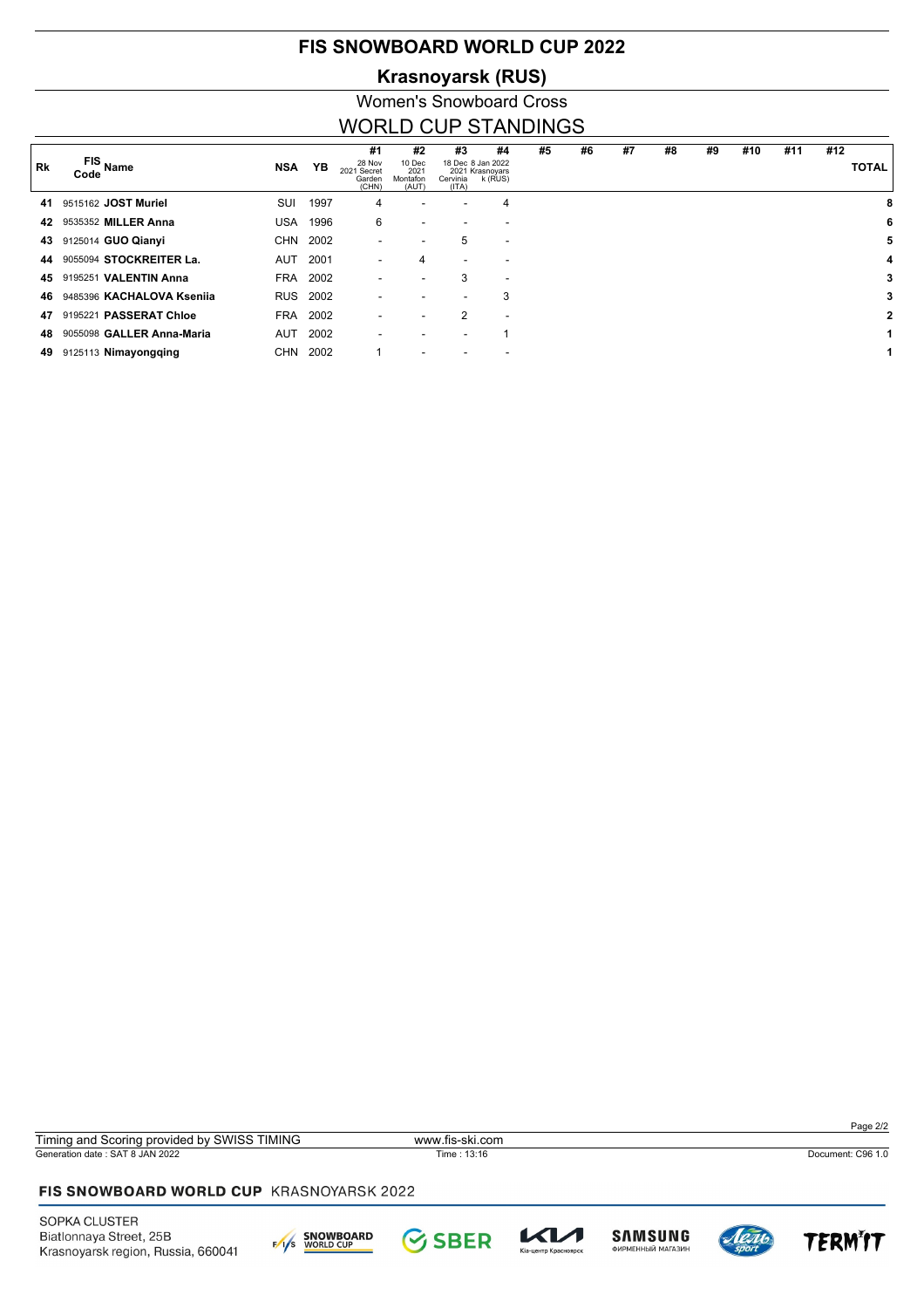# FIS SNOWBOARD WORLD CUP 2022

## Krasnoyarsk (RUS)

### Women's Snowboard Cross

### WORLD CUP STANDINGS

| Rk | FIS Code | Name | NSA | YB | #1 28 Nov 2021 Secret Garden (CHN) | #2 10 Dec 2021 Montafon (AUT) | #3 18 Dec 2021 Cervinia (ITA) | #4 8 Jan 2022 Krasnoyarsk (RUS) | #5 | #6 | #7 | #8 | #9 | #10 | #11 | #12 | TOTAL |
|---|---|---|---|---|---|---|---|---|---|---|---|---|---|---|---|---|---|
| 41 | 9515162 | **JOST Muriel** | SUI | 1997 | 4 | - | - | 4 | | | | | | | | | 8 |
| 42 | 9535352 | **MILLER Anna** | USA | 1996 | 6 | - | - | - | | | | | | | | | 6 |
| 43 | 9125014 | **GUO Qianyi** | CHN | 2002 | - | - | 5 | - | | | | | | | | | 5 |
| 44 | 9055094 | **STOCKREITER La.** | AUT | 2001 | - | 4 | - | - | | | | | | | | | 4 |
| 45 | 9195251 | **VALENTIN Anna** | FRA | 2002 | - | - | 3 | - | | | | | | | | | 3 |
| 46 | 9485396 | **KACHALOVA Ksenia** | RUS | 2002 | - | - | - | 3 | | | | | | | | | 3 |
| 47 | 9195221 | **PASSERAT Chloe** | FRA | 2002 | - | - | 2 | - | | | | | | | | | 2 |
| 48 | 9055098 | **GALLER Anna-Maria** | AUT | 2002 | - | - | - | 1 | | | | | | | | | 1 |
| 49 | 9125113 | **Nimayongqing** | CHN | 2002 | 1 | - | - | - | | | | | | | | | 1 |

Timing and Scoring provided by SWISS TIMING

www.fis-ski.com

Generation date : SAT 8 JAN 2022 Time : 13:16 Document: C96 1.0

**FIS SNOWBOARD WORLD CUP** KRASNOYARSK 2022

SOPKA CLUSTER
Biatlonnaya Street, 25B
Krasnoyarsk region, Russia, 660041